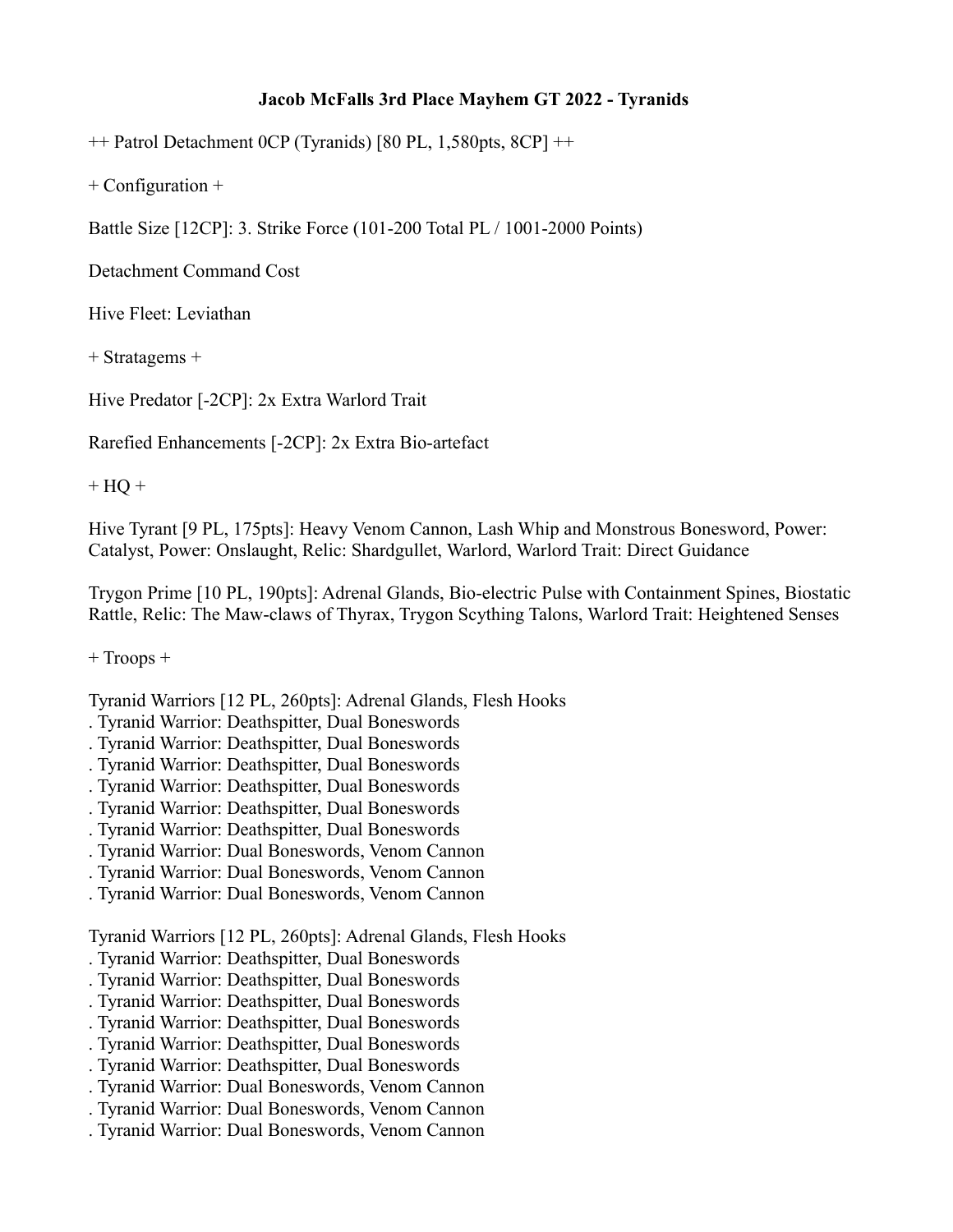# Jacob McFalls 3rd Place Mayhem GT 2022 - Tyranids

++ Patrol Detachment 0CP (Tyranids) [80 PL, 1,580pts, 8CP] ++

+ Configuration +

Battle Size [12CP]: 3. Strike Force (101-200 Total PL / 1001-2000 Points)

Detachment Command Cost

Hive Fleet: Leviathan

+ Stratagems +

Hive Predator [-2CP]: 2x Extra Warlord Trait

Rarefied Enhancements [-2CP]: 2x Extra Bio-artefact

+ HQ +

Hive Tyrant [9 PL, 175pts]: Heavy Venom Cannon, Lash Whip and Monstrous Bonesword, Power: Catalyst, Power: Onslaught, Relic: Shardgullet, Warlord, Warlord Trait: Direct Guidance

Trygon Prime [10 PL, 190pts]: Adrenal Glands, Bio-electric Pulse with Containment Spines, Biostatic Rattle, Relic: The Maw-claws of Thyrax, Trygon Scything Talons, Warlord Trait: Heightened Senses

+ Troops +

Tyranid Warriors [12 PL, 260pts]: Adrenal Glands, Flesh Hooks
. Tyranid Warrior: Deathspitter, Dual Boneswords
. Tyranid Warrior: Deathspitter, Dual Boneswords
. Tyranid Warrior: Deathspitter, Dual Boneswords
. Tyranid Warrior: Deathspitter, Dual Boneswords
. Tyranid Warrior: Deathspitter, Dual Boneswords
. Tyranid Warrior: Deathspitter, Dual Boneswords
. Tyranid Warrior: Dual Boneswords, Venom Cannon
. Tyranid Warrior: Dual Boneswords, Venom Cannon
. Tyranid Warrior: Dual Boneswords, Venom Cannon

Tyranid Warriors [12 PL, 260pts]: Adrenal Glands, Flesh Hooks
. Tyranid Warrior: Deathspitter, Dual Boneswords
. Tyranid Warrior: Deathspitter, Dual Boneswords
. Tyranid Warrior: Deathspitter, Dual Boneswords
. Tyranid Warrior: Deathspitter, Dual Boneswords
. Tyranid Warrior: Deathspitter, Dual Boneswords
. Tyranid Warrior: Deathspitter, Dual Boneswords
. Tyranid Warrior: Dual Boneswords, Venom Cannon
. Tyranid Warrior: Dual Boneswords, Venom Cannon
. Tyranid Warrior: Dual Boneswords, Venom Cannon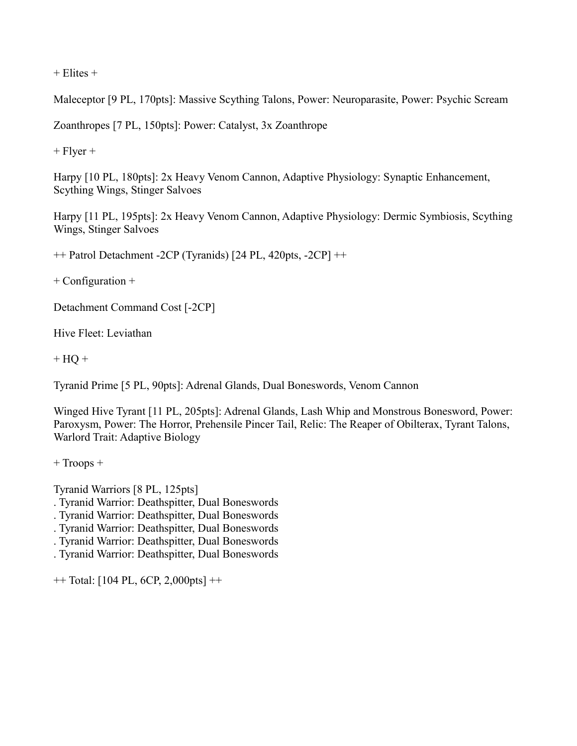+ Elites +

Maleceptor [9 PL, 170pts]: Massive Scything Talons, Power: Neuroparasite, Power: Psychic Scream

Zoanthropes [7 PL, 150pts]: Power: Catalyst, 3x Zoanthrope

+ Flyer +

Harpy [10 PL, 180pts]: 2x Heavy Venom Cannon, Adaptive Physiology: Synaptic Enhancement, Scything Wings, Stinger Salvoes

Harpy [11 PL, 195pts]: 2x Heavy Venom Cannon, Adaptive Physiology: Dermic Symbiosis, Scything Wings, Stinger Salvoes

++ Patrol Detachment -2CP (Tyranids) [24 PL, 420pts, -2CP] ++

+ Configuration +

Detachment Command Cost [-2CP]

Hive Fleet: Leviathan

+ HQ +

Tyranid Prime [5 PL, 90pts]: Adrenal Glands, Dual Boneswords, Venom Cannon

Winged Hive Tyrant [11 PL, 205pts]: Adrenal Glands, Lash Whip and Monstrous Bonesword, Power: Paroxysm, Power: The Horror, Prehensile Pincer Tail, Relic: The Reaper of Obilterax, Tyrant Talons, Warlord Trait: Adaptive Biology

+ Troops +

Tyranid Warriors [8 PL, 125pts]
. Tyranid Warrior: Deathspitter, Dual Boneswords
. Tyranid Warrior: Deathspitter, Dual Boneswords
. Tyranid Warrior: Deathspitter, Dual Boneswords
. Tyranid Warrior: Deathspitter, Dual Boneswords
. Tyranid Warrior: Deathspitter, Dual Boneswords

++ Total: [104 PL, 6CP, 2,000pts] ++